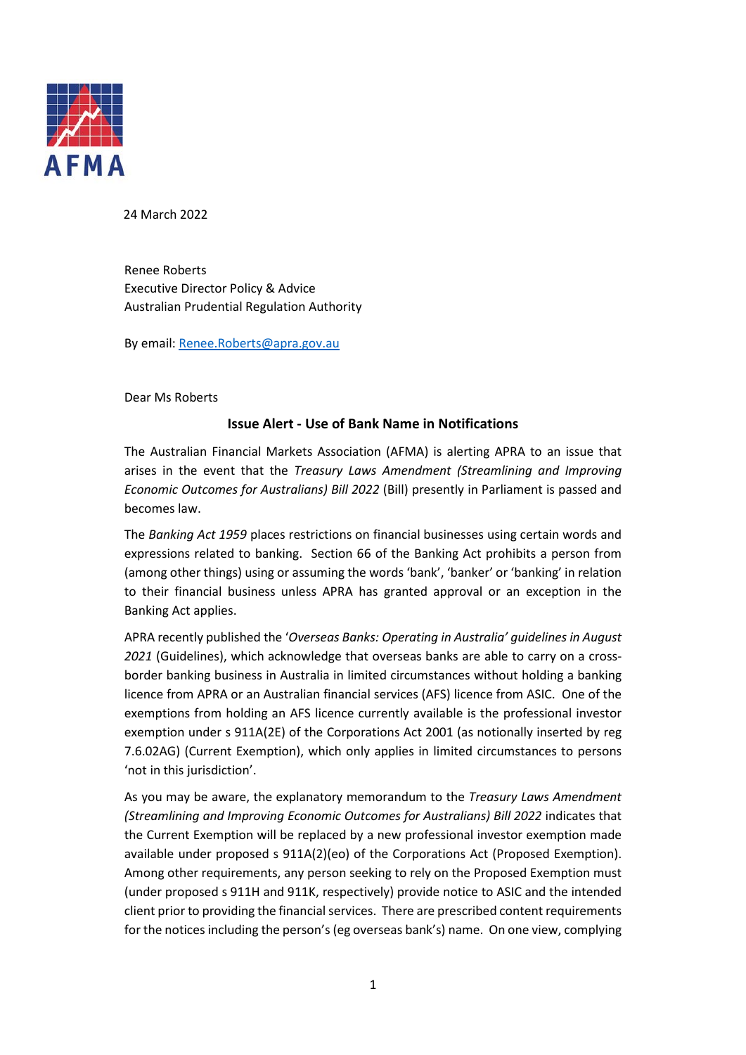AFMA

24 March 2022

Renee Roberts
Executive Director Policy & Advice
Australian Prudential Regulation Authority

By email: Renee.Roberts@apra.gov.au

Dear Ms Roberts

**Issue Alert - Use of Bank Name in Notifications**

The Australian Financial Markets Association (AFMA) is alerting APRA to an issue that arises in the event that the *Treasury Laws Amendment (Streamlining and Improving Economic Outcomes for Australians) Bill 2022* (Bill) presently in Parliament is passed and becomes law.

The *Banking Act 1959* places restrictions on financial businesses using certain words and expressions related to banking. Section 66 of the Banking Act prohibits a person from (among other things) using or assuming the words 'bank', 'banker' or 'banking' in relation to their financial business unless APRA has granted approval or an exception in the Banking Act applies.

APRA recently published the '*Overseas Banks: Operating in Australia' guidelines in August 2021* (Guidelines), which acknowledge that overseas banks are able to carry on a cross-border banking business in Australia in limited circumstances without holding a banking licence from APRA or an Australian financial services (AFS) licence from ASIC. One of the exemptions from holding an AFS licence currently available is the professional investor exemption under s 911A(2E) of the Corporations Act 2001 (as notionally inserted by reg 7.6.02AG) (Current Exemption), which only applies in limited circumstances to persons 'not in this jurisdiction'.

As you may be aware, the explanatory memorandum to the *Treasury Laws Amendment (Streamlining and Improving Economic Outcomes for Australians) Bill 2022* indicates that the Current Exemption will be replaced by a new professional investor exemption made available under proposed s 911A(2)(eo) of the Corporations Act (Proposed Exemption). Among other requirements, any person seeking to rely on the Proposed Exemption must (under proposed s 911H and 911K, respectively) provide notice to ASIC and the intended client prior to providing the financial services. There are prescribed content requirements for the notices including the person's (eg overseas bank's) name. On one view, complying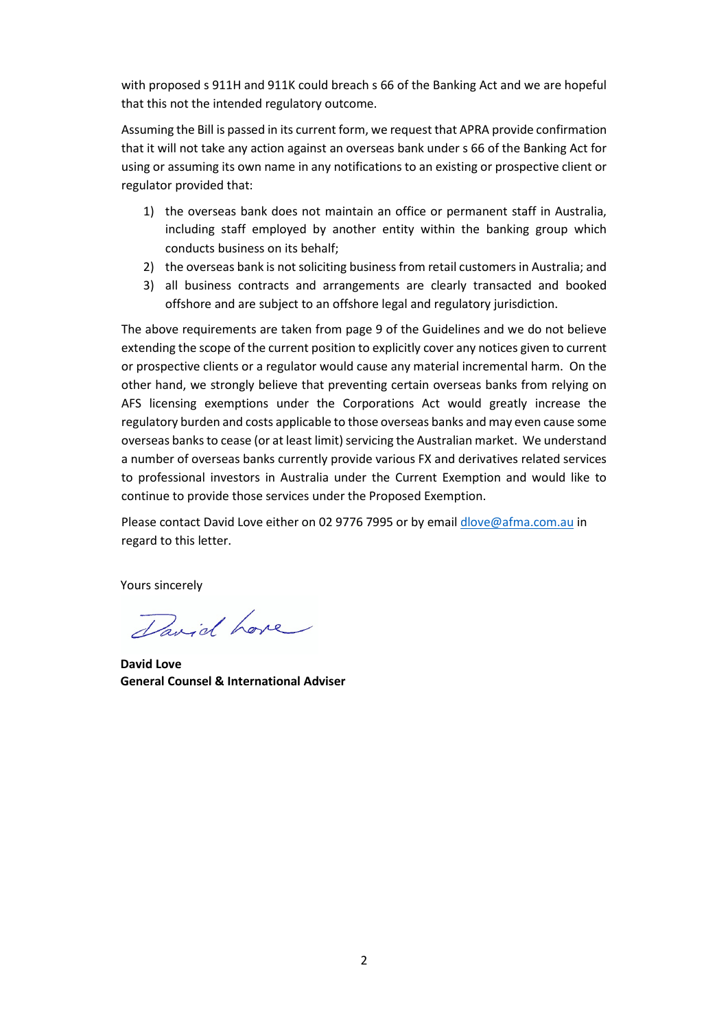with proposed s 911H and 911K could breach s 66 of the Banking Act and we are hopeful that this not the intended regulatory outcome.

Assuming the Bill is passed in its current form, we request that APRA provide confirmation that it will not take any action against an overseas bank under s 66 of the Banking Act for using or assuming its own name in any notifications to an existing or prospective client or regulator provided that:

1) the overseas bank does not maintain an office or permanent staff in Australia, including staff employed by another entity within the banking group which conducts business on its behalf;
2) the overseas bank is not soliciting business from retail customers in Australia; and
3) all business contracts and arrangements are clearly transacted and booked offshore and are subject to an offshore legal and regulatory jurisdiction.

The above requirements are taken from page 9 of the Guidelines and we do not believe extending the scope of the current position to explicitly cover any notices given to current or prospective clients or a regulator would cause any material incremental harm. On the other hand, we strongly believe that preventing certain overseas banks from relying on AFS licensing exemptions under the Corporations Act would greatly increase the regulatory burden and costs applicable to those overseas banks and may even cause some overseas banks to cease (or at least limit) servicing the Australian market. We understand a number of overseas banks currently provide various FX and derivatives related services to professional investors in Australia under the Current Exemption and would like to continue to provide those services under the Proposed Exemption.

Please contact David Love either on 02 9776 7995 or by email dlove@afma.com.au in regard to this letter.

Yours sincerely

David Love

**David Love**
**General Counsel & International Adviser**